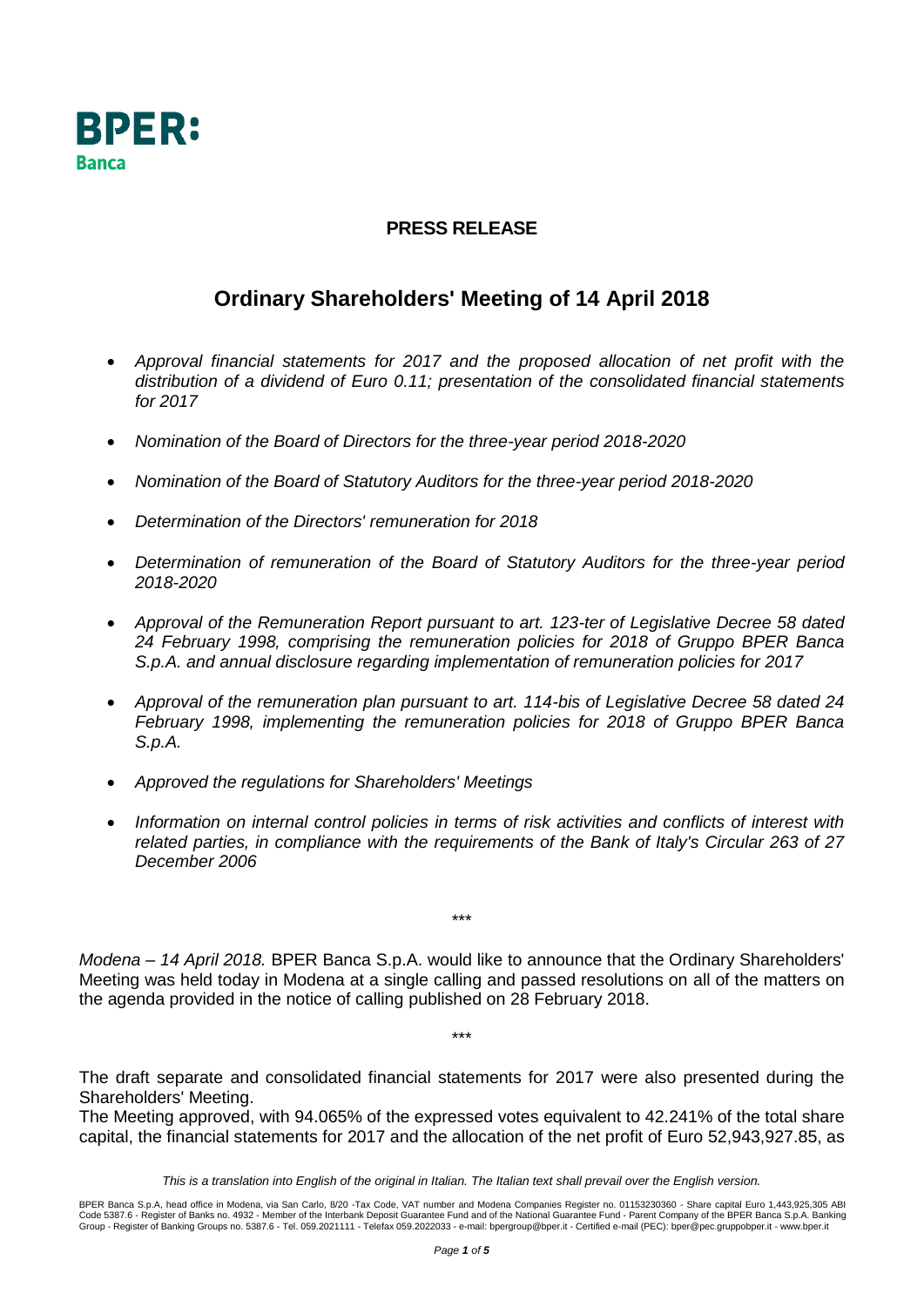BPER: Banca

**PRESS RELEASE**

# Ordinary Shareholders' Meeting of 14 April 2018

- *Approval financial statements for 2017 and the proposed allocation of net profit with the distribution of a dividend of Euro 0.11; presentation of the consolidated financial statements for 2017*
- *Nomination of the Board of Directors for the three-year period 2018-2020*
- *Nomination of the Board of Statutory Auditors for the three-year period 2018-2020*
- *Determination of the Directors' remuneration for 2018*
- *Determination of remuneration of the Board of Statutory Auditors for the three-year period 2018-2020*
- *Approval of the Remuneration Report pursuant to art. 123-ter of Legislative Decree 58 dated 24 February 1998, comprising the remuneration policies for 2018 of Gruppo BPER Banca S.p.A. and annual disclosure regarding implementation of remuneration policies for 2017*
- *Approval of the remuneration plan pursuant to art. 114-bis of Legislative Decree 58 dated 24 February 1998, implementing the remuneration policies for 2018 of Gruppo BPER Banca S.p.A.*
- *Approved the regulations for Shareholders' Meetings*
- *Information on internal control policies in terms of risk activities and conflicts of interest with related parties, in compliance with the requirements of the Bank of Italy's Circular 263 of 27 December 2006*

\*\*\*

*Modena – 14 April 2018.* BPER Banca S.p.A. would like to announce that the Ordinary Shareholders' Meeting was held today in Modena at a single calling and passed resolutions on all of the matters on the agenda provided in the notice of calling published on 28 February 2018.

\*\*\*

The draft separate and consolidated financial statements for 2017 were also presented during the Shareholders' Meeting.

The Meeting approved, with 94.065% of the expressed votes equivalent to 42.241% of the total share capital, the financial statements for 2017 and the allocation of the net profit of Euro 52,943,927.85, as

*This is a translation into English of the original in Italian. The Italian text shall prevail over the English version.*

BPER Banca S.p.A, head office in Modena, via San Carlo, 8/20 -Tax Code, VAT number and Modena Companies Register no. 01153230360 - Share capital Euro 1,443,925,305 ABI Code 5387.6 - Register of Banks no. 4932 - Member of the Interbank Deposit Guarantee Fund and of the National Guarantee Fund - Parent Company of the BPER Banca S.p.A. Banking Group - Register of Banking Groups no. 5387.6 - Tel. 059.2021111 - Telefax 059.2022033 - e-mail: bpergroup@bper.it - Certified e-mail (PEC): bper@pec.gruppobper.it - www.bper.it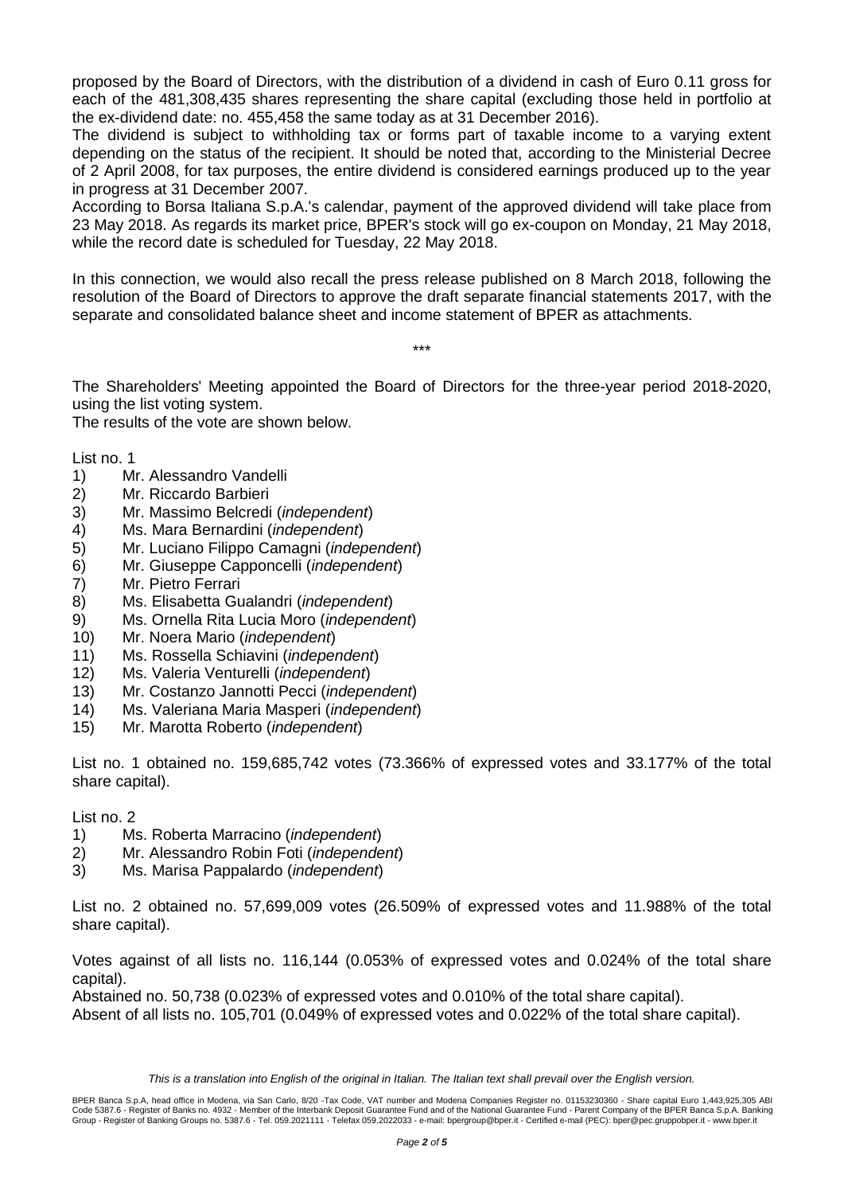proposed by the Board of Directors, with the distribution of a dividend in cash of Euro 0.11 gross for each of the 481,308,435 shares representing the share capital (excluding those held in portfolio at the ex-dividend date: no. 455,458 the same today as at 31 December 2016).

The dividend is subject to withholding tax or forms part of taxable income to a varying extent depending on the status of the recipient. It should be noted that, according to the Ministerial Decree of 2 April 2008, for tax purposes, the entire dividend is considered earnings produced up to the year in progress at 31 December 2007.

According to Borsa Italiana S.p.A.'s calendar, payment of the approved dividend will take place from 23 May 2018. As regards its market price, BPER's stock will go ex-coupon on Monday, 21 May 2018, while the record date is scheduled for Tuesday, 22 May 2018.

In this connection, we would also recall the press release published on 8 March 2018, following the resolution of the Board of Directors to approve the draft separate financial statements 2017, with the separate and consolidated balance sheet and income statement of BPER as attachments.

\*\*\*

The Shareholders' Meeting appointed the Board of Directors for the three-year period 2018-2020, using the list voting system.

The results of the vote are shown below.

List no. 1

1) Mr. Alessandro Vandelli
2) Mr. Riccardo Barbieri
3) Mr. Massimo Belcredi (*independent*)
4) Ms. Mara Bernardini (*independent*)
5) Mr. Luciano Filippo Camagni (*independent*)
6) Mr. Giuseppe Capponcelli (*independent*)
7) Mr. Pietro Ferrari
8) Ms. Elisabetta Gualandri (*independent*)
9) Ms. Ornella Rita Lucia Moro (*independent*)
10) Mr. Noera Mario (*independent*)
11) Ms. Rossella Schiavini (*independent*)
12) Ms. Valeria Venturelli (*independent*)
13) Mr. Costanzo Jannotti Pecci (*independent*)
14) Ms. Valeriana Maria Masperi (*independent*)
15) Mr. Marotta Roberto (*independent*)

List no. 1 obtained no. 159,685,742 votes (73.366% of expressed votes and 33.177% of the total share capital).

List no. 2

1) Ms. Roberta Marracino (*independent*)
2) Mr. Alessandro Robin Foti (*independent*)
3) Ms. Marisa Pappalardo (*independent*)

List no. 2 obtained no. 57,699,009 votes (26.509% of expressed votes and 11.988% of the total share capital).

Votes against of all lists no. 116,144 (0.053% of expressed votes and 0.024% of the total share capital).

Abstained no. 50,738 (0.023% of expressed votes and 0.010% of the total share capital).

Absent of all lists no. 105,701 (0.049% of expressed votes and 0.022% of the total share capital).

*This is a translation into English of the original in Italian. The Italian text shall prevail over the English version.*

BPER Banca S.p.A, head office in Modena, via San Carlo, 8/20 -Tax Code, VAT number and Modena Companies Register no. 01153230360 - Share capital Euro 1,443,925,305 ABI Code 5387.6 - Register of Banks no. 4932 - Member of the Interbank Deposit Guarantee Fund and of the National Guarantee Fund - Parent Company of the BPER Banca S.p.A. Banking Group - Register of Banking Groups no. 5387.6 - Tel. 059.2021111 - Telefax 059.2022033 - e-mail: bpergroup@bper.it - Certified e-mail (PEC): bper@pec.gruppobper.it - www.bper.it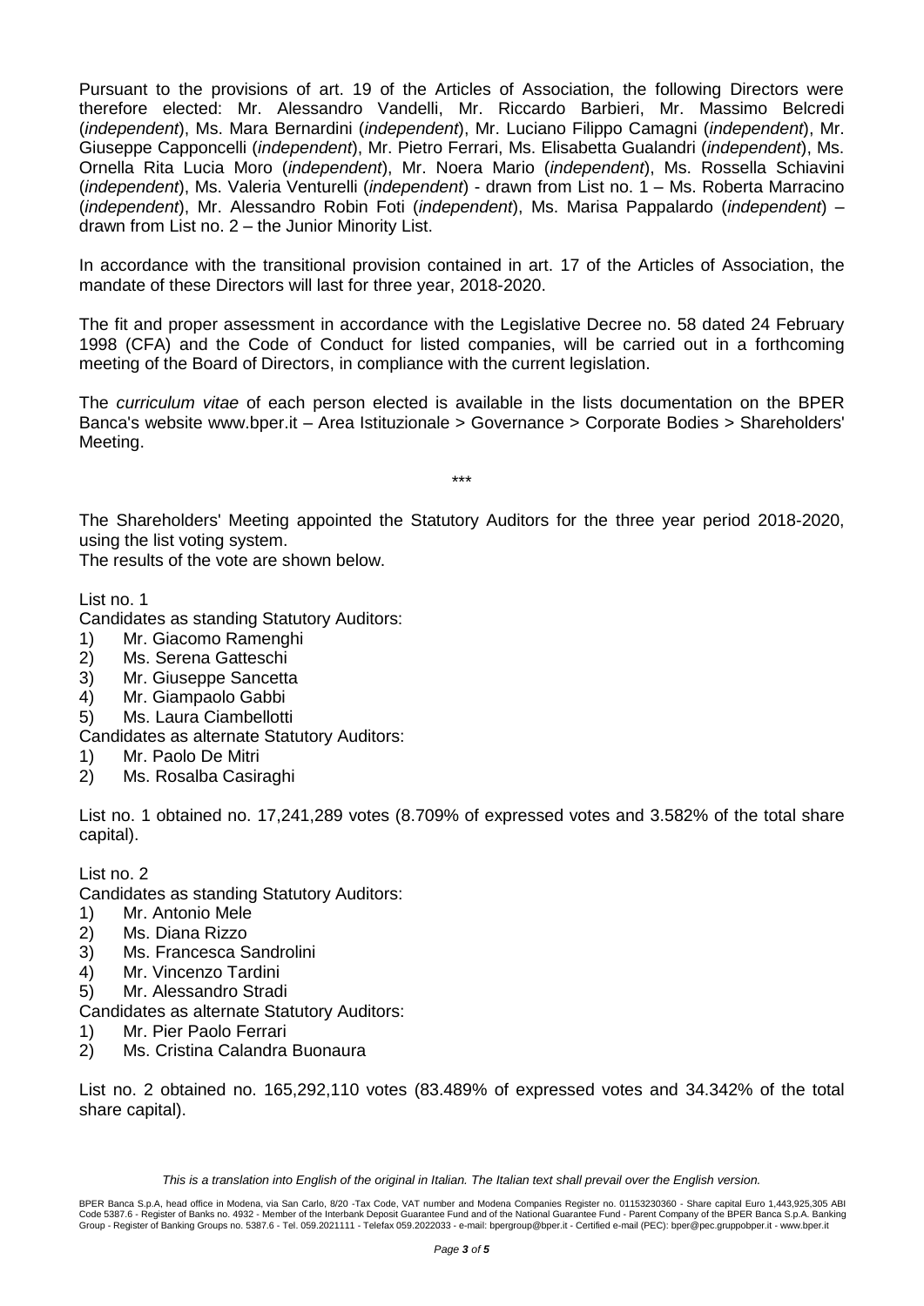Pursuant to the provisions of art. 19 of the Articles of Association, the following Directors were therefore elected: Mr. Alessandro Vandelli, Mr. Riccardo Barbieri, Mr. Massimo Belcredi (*independent*), Ms. Mara Bernardini (*independent*), Mr. Luciano Filippo Camagni (*independent*), Mr. Giuseppe Capponcelli (*independent*), Mr. Pietro Ferrari, Ms. Elisabetta Gualandri (*independent*), Ms. Ornella Rita Lucia Moro (*independent*), Mr. Noera Mario (*independent*), Ms. Rossella Schiavini (*independent*), Ms. Valeria Venturelli (*independent*) - drawn from List no. 1 – Ms. Roberta Marracino (*independent*), Mr. Alessandro Robin Foti (*independent*), Ms. Marisa Pappalardo (*independent*) – drawn from List no. 2 – the Junior Minority List.

In accordance with the transitional provision contained in art. 17 of the Articles of Association, the mandate of these Directors will last for three year, 2018-2020.

The fit and proper assessment in accordance with the Legislative Decree no. 58 dated 24 February 1998 (CFA) and the Code of Conduct for listed companies, will be carried out in a forthcoming meeting of the Board of Directors, in compliance with the current legislation.

The *curriculum vitae* of each person elected is available in the lists documentation on the BPER Banca's website www.bper.it – Area Istituzionale > Governance > Corporate Bodies > Shareholders' Meeting.

\*\*\*

The Shareholders' Meeting appointed the Statutory Auditors for the three year period 2018-2020, using the list voting system.
The results of the vote are shown below.

List no. 1

Candidates as standing Statutory Auditors:

1) Mr. Giacomo Ramenghi
2) Ms. Serena Gatteschi
3) Mr. Giuseppe Sancetta
4) Mr. Giampaolo Gabbi
5) Ms. Laura Ciambellotti

Candidates as alternate Statutory Auditors:

1) Mr. Paolo De Mitri
2) Ms. Rosalba Casiraghi

List no. 1 obtained no. 17,241,289 votes (8.709% of expressed votes and 3.582% of the total share capital).

List no. 2

Candidates as standing Statutory Auditors:

1) Mr. Antonio Mele
2) Ms. Diana Rizzo
3) Ms. Francesca Sandrolini
4) Mr. Vincenzo Tardini
5) Mr. Alessandro Stradi

Candidates as alternate Statutory Auditors:

1) Mr. Pier Paolo Ferrari
2) Ms. Cristina Calandra Buonaura

List no. 2 obtained no. 165,292,110 votes (83.489% of expressed votes and 34.342% of the total share capital).

*This is a translation into English of the original in Italian. The Italian text shall prevail over the English version.*

BPER Banca S.p.A, head office in Modena, via San Carlo, 8/20 -Tax Code, VAT number and Modena Companies Register no. 01153230360 - Share capital Euro 1,443,925,305 ABI Code 5387.6 - Register of Banks no. 4932 - Member of the Interbank Deposit Guarantee Fund and of the National Guarantee Fund - Parent Company of the BPER Banca S.p.A. Banking Group - Register of Banking Groups no. 5387.6 - Tel. 059.2021111 - Telefax 059.2022033 - e-mail: bpergroup@bper.it - Certified e-mail (PEC): bper@pec.gruppobper.it - www.bper.it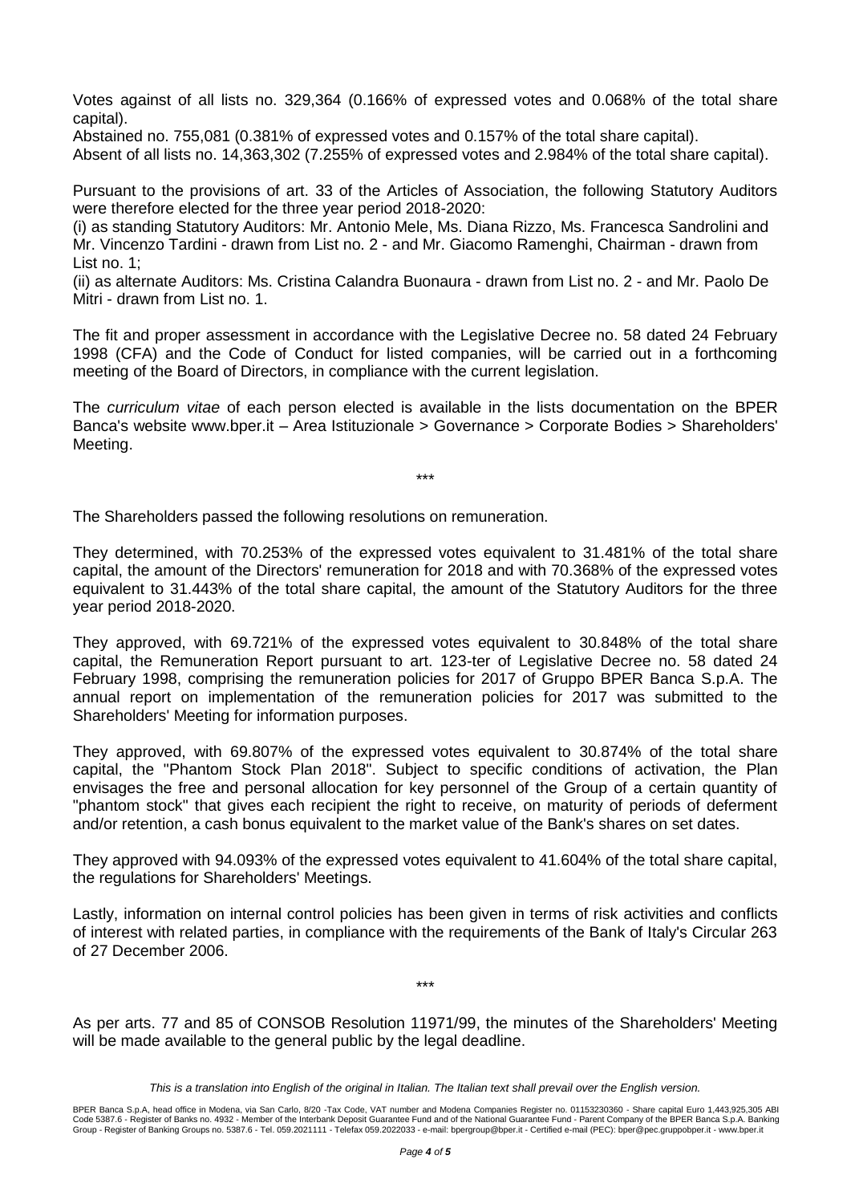Votes against of all lists no. 329,364 (0.166% of expressed votes and 0.068% of the total share capital).
Abstained no. 755,081 (0.381% of expressed votes and 0.157% of the total share capital).
Absent of all lists no. 14,363,302 (7.255% of expressed votes and 2.984% of the total share capital).

Pursuant to the provisions of art. 33 of the Articles of Association, the following Statutory Auditors were therefore elected for the three year period 2018-2020:
(i) as standing Statutory Auditors: Mr. Antonio Mele, Ms. Diana Rizzo, Ms. Francesca Sandrolini and Mr. Vincenzo Tardini - drawn from List no. 2 - and Mr. Giacomo Ramenghi, Chairman - drawn from List no. 1;
(ii) as alternate Auditors: Ms. Cristina Calandra Buonaura - drawn from List no. 2 - and Mr. Paolo De Mitri - drawn from List no. 1.

The fit and proper assessment in accordance with the Legislative Decree no. 58 dated 24 February 1998 (CFA) and the Code of Conduct for listed companies, will be carried out in a forthcoming meeting of the Board of Directors, in compliance with the current legislation.

The *curriculum vitae* of each person elected is available in the lists documentation on the BPER Banca's website www.bper.it – Area Istituzionale > Governance > Corporate Bodies > Shareholders' Meeting.

\*\*\*

The Shareholders passed the following resolutions on remuneration.

They determined, with 70.253% of the expressed votes equivalent to 31.481% of the total share capital, the amount of the Directors' remuneration for 2018 and with 70.368% of the expressed votes equivalent to 31.443% of the total share capital, the amount of the Statutory Auditors for the three year period 2018-2020.

They approved, with 69.721% of the expressed votes equivalent to 30.848% of the total share capital, the Remuneration Report pursuant to art. 123-ter of Legislative Decree no. 58 dated 24 February 1998, comprising the remuneration policies for 2017 of Gruppo BPER Banca S.p.A. The annual report on implementation of the remuneration policies for 2017 was submitted to the Shareholders' Meeting for information purposes.

They approved, with 69.807% of the expressed votes equivalent to 30.874% of the total share capital, the "Phantom Stock Plan 2018". Subject to specific conditions of activation, the Plan envisages the free and personal allocation for key personnel of the Group of a certain quantity of "phantom stock" that gives each recipient the right to receive, on maturity of periods of deferment and/or retention, a cash bonus equivalent to the market value of the Bank's shares on set dates.

They approved with 94.093% of the expressed votes equivalent to 41.604% of the total share capital, the regulations for Shareholders' Meetings.

Lastly, information on internal control policies has been given in terms of risk activities and conflicts of interest with related parties, in compliance with the requirements of the Bank of Italy's Circular 263 of 27 December 2006.

\*\*\*

As per arts. 77 and 85 of CONSOB Resolution 11971/99, the minutes of the Shareholders' Meeting will be made available to the general public by the legal deadline.

*This is a translation into English of the original in Italian. The Italian text shall prevail over the English version.*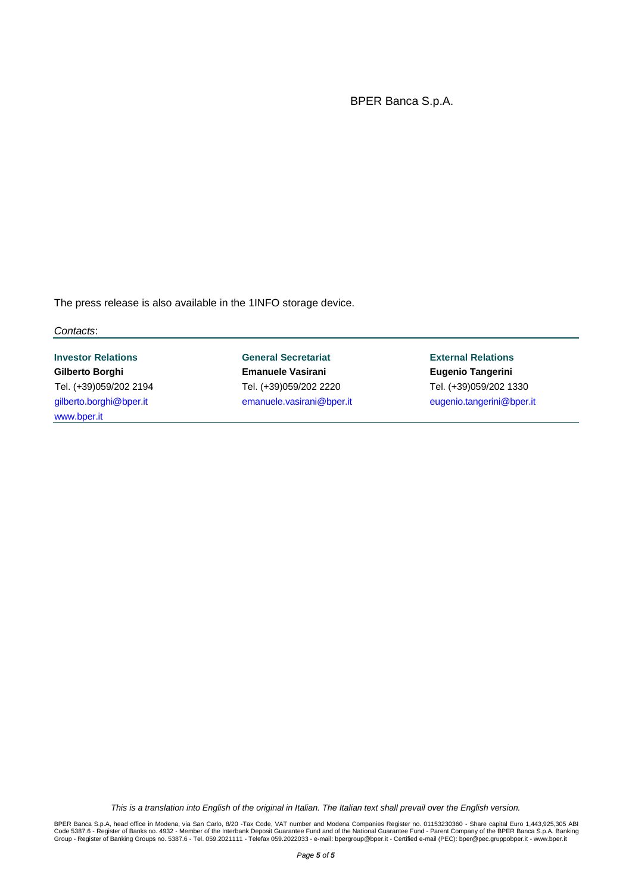BPER Banca S.p.A.

The press release is also available in the 1INFO storage device.

*Contacts*:

| Investor Relations | General Secretariat | External Relations |
|---|---|---|
| **Gilberto Borghi** | **Emanuele Vasirani** | **Eugenio Tangerini** |
| Tel. (+39)059/202 2194 | Tel. (+39)059/202 2220 | Tel. (+39)059/202 1330 |
| gilberto.borghi@bper.it | emanuele.vasirani@bper.it | eugenio.tangerini@bper.it |
| www.bper.it | | |

*This is a translation into English of the original in Italian. The Italian text shall prevail over the English version.*

BPER Banca S.p.A, head office in Modena, via San Carlo, 8/20 -Tax Code, VAT number and Modena Companies Register no. 01153230360 - Share capital Euro 1,443,925,305 ABI Code 5387.6 - Register of Banks no. 4932 - Member of the Interbank Deposit Guarantee Fund and of the National Guarantee Fund - Parent Company of the BPER Banca S.p.A. Banking Group - Register of Banking Groups no. 5387.6 - Tel. 059.2021111 - Telefax 059.2022033 - e-mail: bpergroup@bper.it - Certified e-mail (PEC): bper@pec.gruppobper.it - www.bper.it